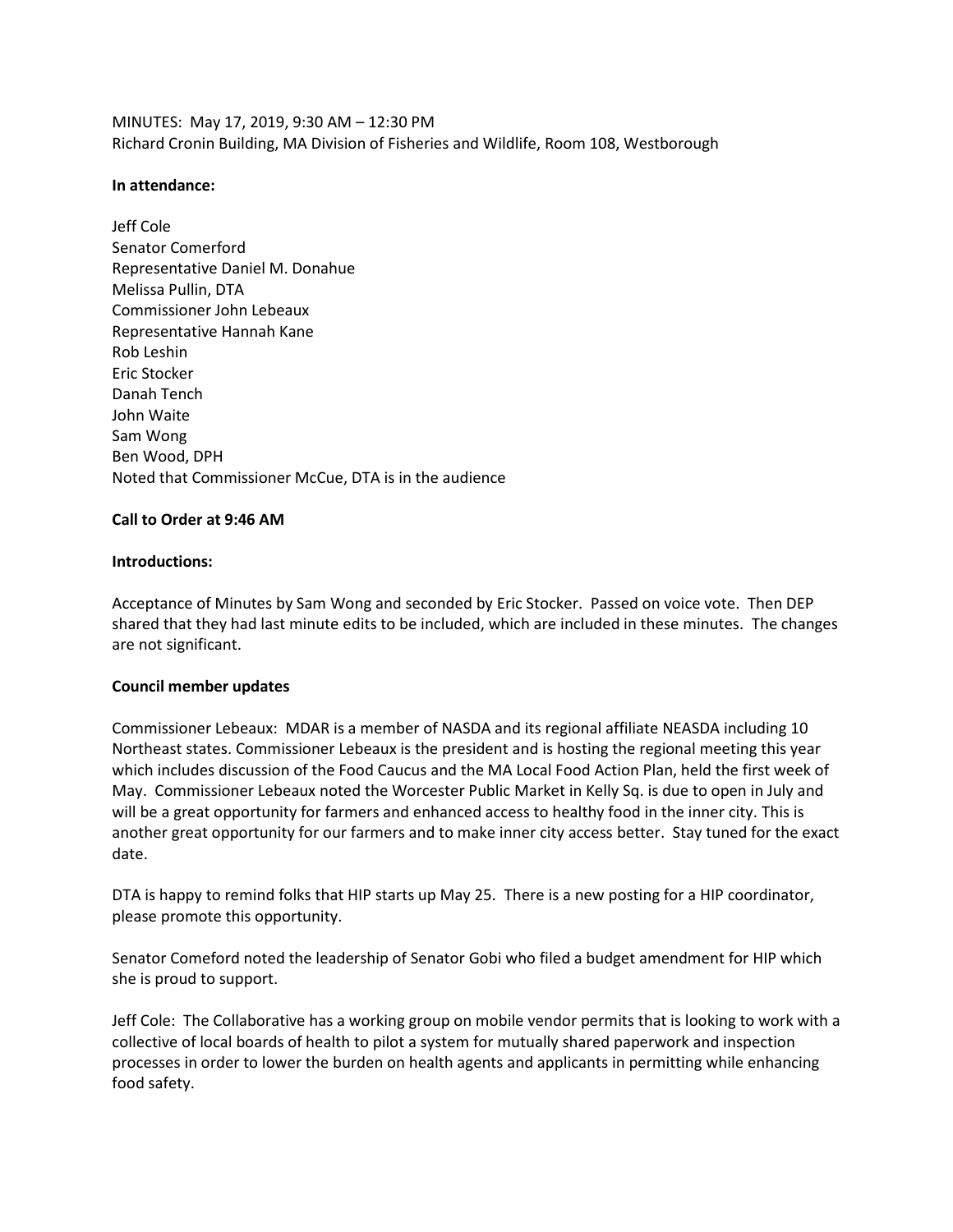MINUTES: May 17, 2019, 9:30 AM – 12:30 PM
Richard Cronin Building, MA Division of Fisheries and Wildlife, Room 108, Westborough

**In attendance:**

Jeff Cole
Senator Comerford
Representative Daniel M. Donahue
Melissa Pullin, DTA
Commissioner John Lebeaux
Representative Hannah Kane
Rob Leshin
Eric Stocker
Danah Tench
John Waite
Sam Wong
Ben Wood, DPH
Noted that Commissioner McCue, DTA is in the audience

**Call to Order at 9:46 AM**

**Introductions:**

Acceptance of Minutes by Sam Wong and seconded by Eric Stocker. Passed on voice vote. Then DEP shared that they had last minute edits to be included, which are included in these minutes. The changes are not significant.

**Council member updates**

Commissioner Lebeaux: MDAR is a member of NASDA and its regional affiliate NEASDA including 10 Northeast states. Commissioner Lebeaux is the president and is hosting the regional meeting this year which includes discussion of the Food Caucus and the MA Local Food Action Plan, held the first week of May. Commissioner Lebeaux noted the Worcester Public Market in Kelly Sq. is due to open in July and will be a great opportunity for farmers and enhanced access to healthy food in the inner city. This is another great opportunity for our farmers and to make inner city access better. Stay tuned for the exact date.

DTA is happy to remind folks that HIP starts up May 25. There is a new posting for a HIP coordinator, please promote this opportunity.

Senator Comeford noted the leadership of Senator Gobi who filed a budget amendment for HIP which she is proud to support.

Jeff Cole: The Collaborative has a working group on mobile vendor permits that is looking to work with a collective of local boards of health to pilot a system for mutually shared paperwork and inspection processes in order to lower the burden on health agents and applicants in permitting while enhancing food safety.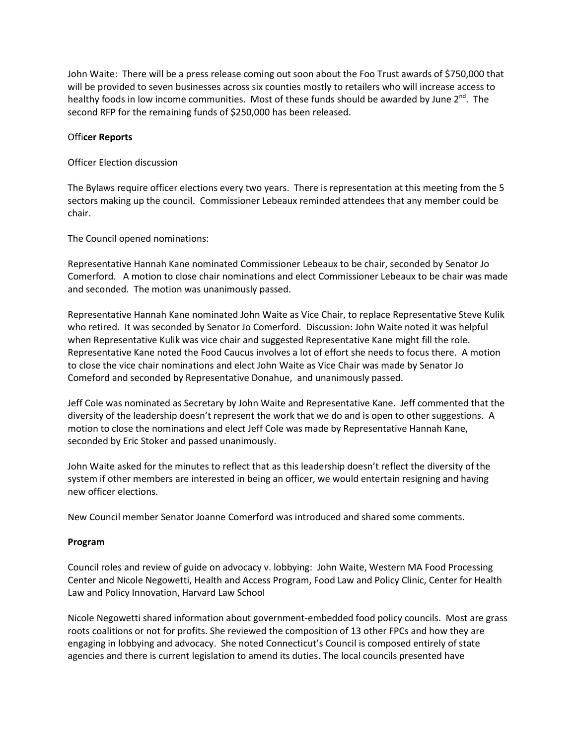John Waite: There will be a press release coming out soon about the Foo Trust awards of $750,000 that will be provided to seven businesses across six counties mostly to retailers who will increase access to healthy foods in low income communities. Most of these funds should be awarded by June 2nd. The second RFP for the remaining funds of $250,000 has been released.

Offi**cer Reports**

Officer Election discussion

The Bylaws require officer elections every two years. There is representation at this meeting from the 5 sectors making up the council. Commissioner Lebeaux reminded attendees that any member could be chair.

The Council opened nominations:

Representative Hannah Kane nominated Commissioner Lebeaux to be chair, seconded by Senator Jo Comerford. A motion to close chair nominations and elect Commissioner Lebeaux to be chair was made and seconded. The motion was unanimously passed.

Representative Hannah Kane nominated John Waite as Vice Chair, to replace Representative Steve Kulik who retired. It was seconded by Senator Jo Comerford. Discussion: John Waite noted it was helpful when Representative Kulik was vice chair and suggested Representative Kane might fill the role. Representative Kane noted the Food Caucus involves a lot of effort she needs to focus there. A motion to close the vice chair nominations and elect John Waite as Vice Chair was made by Senator Jo Comeford and seconded by Representative Donahue, and unanimously passed.

Jeff Cole was nominated as Secretary by John Waite and Representative Kane. Jeff commented that the diversity of the leadership doesn't represent the work that we do and is open to other suggestions. A motion to close the nominations and elect Jeff Cole was made by Representative Hannah Kane, seconded by Eric Stoker and passed unanimously.

John Waite asked for the minutes to reflect that as this leadership doesn't reflect the diversity of the system if other members are interested in being an officer, we would entertain resigning and having new officer elections.

New Council member Senator Joanne Comerford was introduced and shared some comments.

**Program**

Council roles and review of guide on advocacy v. lobbying: John Waite, Western MA Food Processing Center and Nicole Negowetti, Health and Access Program, Food Law and Policy Clinic, Center for Health Law and Policy Innovation, Harvard Law School

Nicole Negowetti shared information about government-embedded food policy councils. Most are grass roots coalitions or not for profits. She reviewed the composition of 13 other FPCs and how they are engaging in lobbying and advocacy. She noted Connecticut's Council is composed entirely of state agencies and there is current legislation to amend its duties. The local councils presented have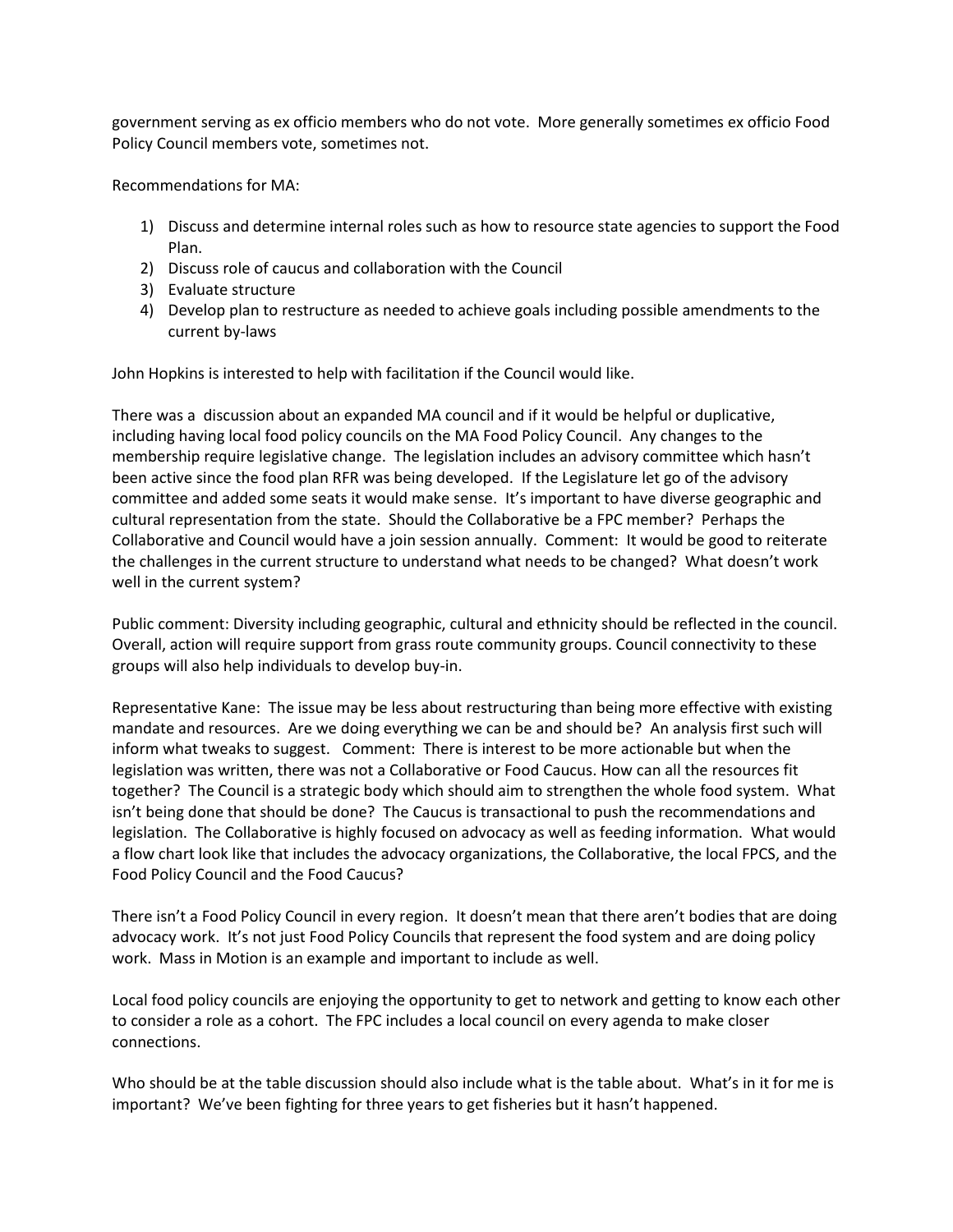government serving as ex officio members who do not vote. More generally sometimes ex officio Food Policy Council members vote, sometimes not.

Recommendations for MA:

1) Discuss and determine internal roles such as how to resource state agencies to support the Food Plan.
2) Discuss role of caucus and collaboration with the Council
3) Evaluate structure
4) Develop plan to restructure as needed to achieve goals including possible amendments to the current by-laws

John Hopkins is interested to help with facilitation if the Council would like.

There was a discussion about an expanded MA council and if it would be helpful or duplicative, including having local food policy councils on the MA Food Policy Council. Any changes to the membership require legislative change. The legislation includes an advisory committee which hasn't been active since the food plan RFR was being developed. If the Legislature let go of the advisory committee and added some seats it would make sense. It's important to have diverse geographic and cultural representation from the state. Should the Collaborative be a FPC member? Perhaps the Collaborative and Council would have a join session annually. Comment: It would be good to reiterate the challenges in the current structure to understand what needs to be changed? What doesn't work well in the current system?

Public comment: Diversity including geographic, cultural and ethnicity should be reflected in the council. Overall, action will require support from grass route community groups. Council connectivity to these groups will also help individuals to develop buy-in.

Representative Kane: The issue may be less about restructuring than being more effective with existing mandate and resources. Are we doing everything we can be and should be? An analysis first such will inform what tweaks to suggest. Comment: There is interest to be more actionable but when the legislation was written, there was not a Collaborative or Food Caucus. How can all the resources fit together? The Council is a strategic body which should aim to strengthen the whole food system. What isn't being done that should be done? The Caucus is transactional to push the recommendations and legislation. The Collaborative is highly focused on advocacy as well as feeding information. What would a flow chart look like that includes the advocacy organizations, the Collaborative, the local FPCS, and the Food Policy Council and the Food Caucus?

There isn't a Food Policy Council in every region. It doesn't mean that there aren't bodies that are doing advocacy work. It's not just Food Policy Councils that represent the food system and are doing policy work. Mass in Motion is an example and important to include as well.

Local food policy councils are enjoying the opportunity to get to network and getting to know each other to consider a role as a cohort. The FPC includes a local council on every agenda to make closer connections.

Who should be at the table discussion should also include what is the table about. What's in it for me is important? We've been fighting for three years to get fisheries but it hasn't happened.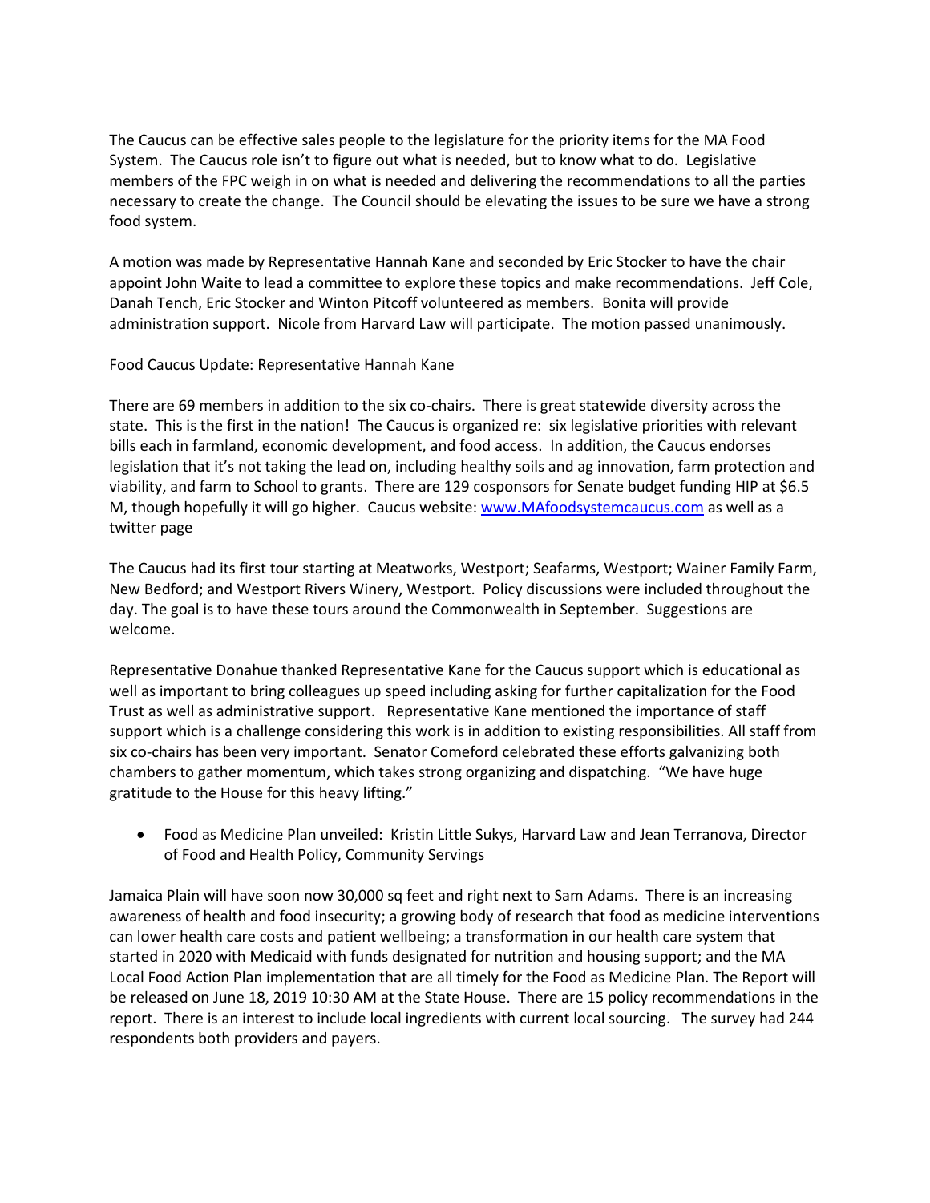The Caucus can be effective sales people to the legislature for the priority items for the MA Food System. The Caucus role isn't to figure out what is needed, but to know what to do. Legislative members of the FPC weigh in on what is needed and delivering the recommendations to all the parties necessary to create the change. The Council should be elevating the issues to be sure we have a strong food system.

A motion was made by Representative Hannah Kane and seconded by Eric Stocker to have the chair appoint John Waite to lead a committee to explore these topics and make recommendations. Jeff Cole, Danah Tench, Eric Stocker and Winton Pitcoff volunteered as members. Bonita will provide administration support. Nicole from Harvard Law will participate. The motion passed unanimously.

Food Caucus Update: Representative Hannah Kane

There are 69 members in addition to the six co-chairs. There is great statewide diversity across the state. This is the first in the nation! The Caucus is organized re: six legislative priorities with relevant bills each in farmland, economic development, and food access. In addition, the Caucus endorses legislation that it's not taking the lead on, including healthy soils and ag innovation, farm protection and viability, and farm to School to grants. There are 129 cosponsors for Senate budget funding HIP at $6.5 M, though hopefully it will go higher. Caucus website: [www.MAfoodsystemcaucus.com](http://www.MAfoodsystemcaucus.com) as well as a twitter page

The Caucus had its first tour starting at Meatworks, Westport; Seafarms, Westport; Wainer Family Farm, New Bedford; and Westport Rivers Winery, Westport. Policy discussions were included throughout the day. The goal is to have these tours around the Commonwealth in September. Suggestions are welcome.

Representative Donahue thanked Representative Kane for the Caucus support which is educational as well as important to bring colleagues up speed including asking for further capitalization for the Food Trust as well as administrative support. Representative Kane mentioned the importance of staff support which is a challenge considering this work is in addition to existing responsibilities. All staff from six co-chairs has been very important. Senator Comeford celebrated these efforts galvanizing both chambers to gather momentum, which takes strong organizing and dispatching. "We have huge gratitude to the House for this heavy lifting."

- Food as Medicine Plan unveiled: Kristin Little Sukys, Harvard Law and Jean Terranova, Director of Food and Health Policy, Community Servings

Jamaica Plain will have soon now 30,000 sq feet and right next to Sam Adams. There is an increasing awareness of health and food insecurity; a growing body of research that food as medicine interventions can lower health care costs and patient wellbeing; a transformation in our health care system that started in 2020 with Medicaid with funds designated for nutrition and housing support; and the MA Local Food Action Plan implementation that are all timely for the Food as Medicine Plan. The Report will be released on June 18, 2019 10:30 AM at the State House. There are 15 policy recommendations in the report. There is an interest to include local ingredients with current local sourcing. The survey had 244 respondents both providers and payers.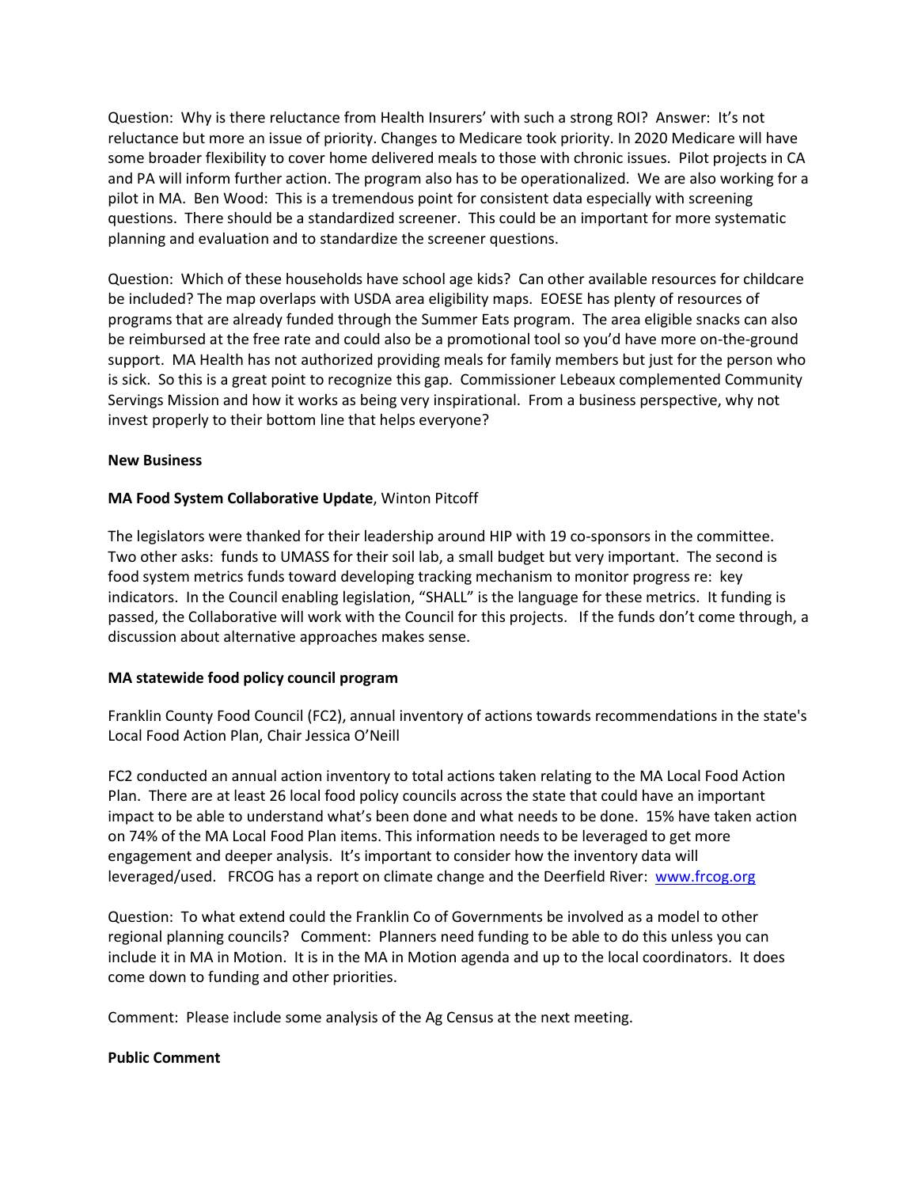Question: Why is there reluctance from Health Insurers' with such a strong ROI? Answer: It's not reluctance but more an issue of priority. Changes to Medicare took priority. In 2020 Medicare will have some broader flexibility to cover home delivered meals to those with chronic issues. Pilot projects in CA and PA will inform further action. The program also has to be operationalized. We are also working for a pilot in MA. Ben Wood: This is a tremendous point for consistent data especially with screening questions. There should be a standardized screener. This could be an important for more systematic planning and evaluation and to standardize the screener questions.

Question: Which of these households have school age kids? Can other available resources for childcare be included? The map overlaps with USDA area eligibility maps. EOESE has plenty of resources of programs that are already funded through the Summer Eats program. The area eligible snacks can also be reimbursed at the free rate and could also be a promotional tool so you'd have more on-the-ground support. MA Health has not authorized providing meals for family members but just for the person who is sick. So this is a great point to recognize this gap. Commissioner Lebeaux complemented Community Servings Mission and how it works as being very inspirational. From a business perspective, why not invest properly to their bottom line that helps everyone?

**New Business**

**MA Food System Collaborative Update**, Winton Pitcoff

The legislators were thanked for their leadership around HIP with 19 co-sponsors in the committee. Two other asks: funds to UMASS for their soil lab, a small budget but very important. The second is food system metrics funds toward developing tracking mechanism to monitor progress re: key indicators. In the Council enabling legislation, "SHALL" is the language for these metrics. It funding is passed, the Collaborative will work with the Council for this projects. If the funds don't come through, a discussion about alternative approaches makes sense.

**MA statewide food policy council program**

Franklin County Food Council (FC2), annual inventory of actions towards recommendations in the state's Local Food Action Plan, Chair Jessica O'Neill

FC2 conducted an annual action inventory to total actions taken relating to the MA Local Food Action Plan. There are at least 26 local food policy councils across the state that could have an important impact to be able to understand what's been done and what needs to be done. 15% have taken action on 74% of the MA Local Food Plan items. This information needs to be leveraged to get more engagement and deeper analysis. It's important to consider how the inventory data will leveraged/used. FRCOG has a report on climate change and the Deerfield River: [www.frcog.org](www.frcog.org)

Question: To what extend could the Franklin Co of Governments be involved as a model to other regional planning councils? Comment: Planners need funding to be able to do this unless you can include it in MA in Motion. It is in the MA in Motion agenda and up to the local coordinators. It does come down to funding and other priorities.

Comment: Please include some analysis of the Ag Census at the next meeting.

**Public Comment**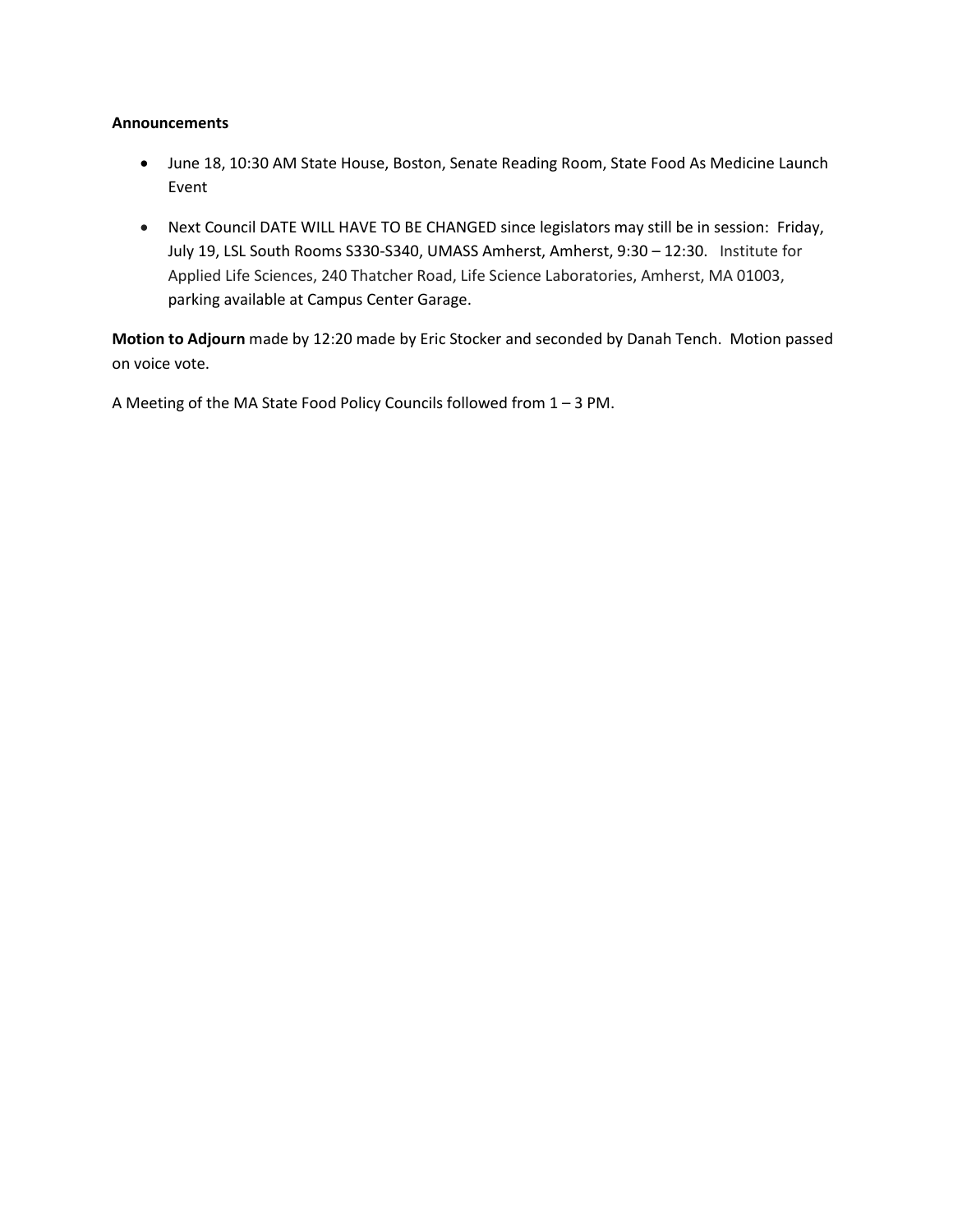**Announcements**

- June 18, 10:30 AM State House, Boston, Senate Reading Room, State Food As Medicine Launch Event
- Next Council DATE WILL HAVE TO BE CHANGED since legislators may still be in session: Friday, July 19, LSL South Rooms S330-S340, UMASS Amherst, Amherst, 9:30 – 12:30. Institute for Applied Life Sciences, 240 Thatcher Road, Life Science Laboratories, Amherst, MA 01003, parking available at Campus Center Garage.

**Motion to Adjourn** made by 12:20 made by Eric Stocker and seconded by Danah Tench. Motion passed on voice vote.

A Meeting of the MA State Food Policy Councils followed from 1 – 3 PM.